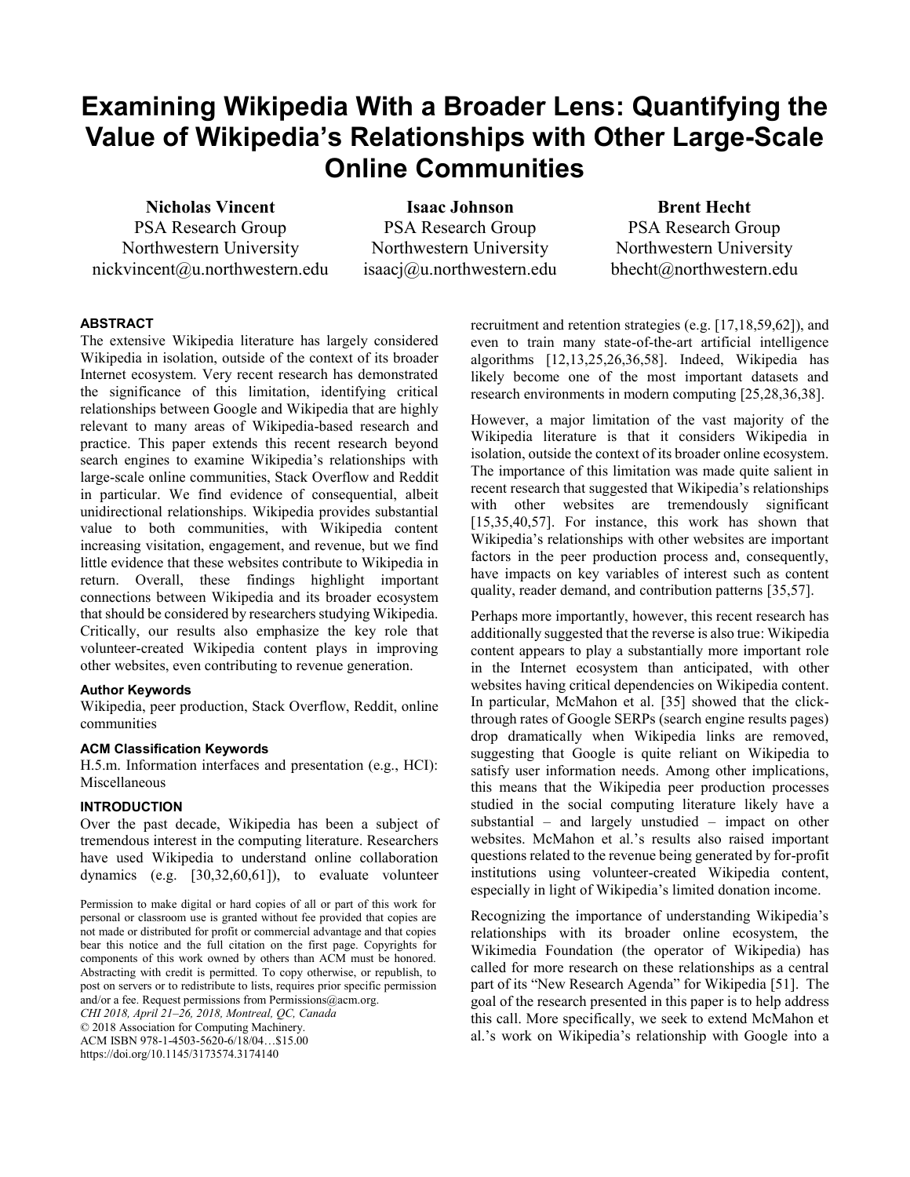# Examining Wikipedia With a Broader Lens: Quantifying the Value of Wikipedia's Relationships with Other Large-Scale Online Communities

**Nicholas Vincent**
PSA Research Group
Northwestern University
nickvincent@u.northwestern.edu

**Isaac Johnson**
PSA Research Group
Northwestern University
isaacj@u.northwestern.edu

**Brent Hecht**
PSA Research Group
Northwestern University
bhecht@northwestern.edu

## ABSTRACT

The extensive Wikipedia literature has largely considered Wikipedia in isolation, outside of the context of its broader Internet ecosystem. Very recent research has demonstrated the significance of this limitation, identifying critical relationships between Google and Wikipedia that are highly relevant to many areas of Wikipedia-based research and practice. This paper extends this recent research beyond search engines to examine Wikipedia's relationships with large-scale online communities, Stack Overflow and Reddit in particular. We find evidence of consequential, albeit unidirectional relationships. Wikipedia provides substantial value to both communities, with Wikipedia content increasing visitation, engagement, and revenue, but we find little evidence that these websites contribute to Wikipedia in return. Overall, these findings highlight important connections between Wikipedia and its broader ecosystem that should be considered by researchers studying Wikipedia. Critically, our results also emphasize the key role that volunteer-created Wikipedia content plays in improving other websites, even contributing to revenue generation.

### Author Keywords

Wikipedia, peer production, Stack Overflow, Reddit, online communities

### ACM Classification Keywords

H.5.m. Information interfaces and presentation (e.g., HCI): Miscellaneous

## INTRODUCTION

Over the past decade, Wikipedia has been a subject of tremendous interest in the computing literature. Researchers have used Wikipedia to understand online collaboration dynamics (e.g. [30,32,60,61]), to evaluate volunteer recruitment and retention strategies (e.g. [17,18,59,62]), and even to train many state-of-the-art artificial intelligence algorithms [12,13,25,26,36,58]. Indeed, Wikipedia has likely become one of the most important datasets and research environments in modern computing [25,28,36,38].

Permission to make digital or hard copies of all or part of this work for personal or classroom use is granted without fee provided that copies are not made or distributed for profit or commercial advantage and that copies bear this notice and the full citation on the first page. Copyrights for components of this work owned by others than ACM must be honored. Abstracting with credit is permitted. To copy otherwise, or republish, to post on servers or to redistribute to lists, requires prior specific permission and/or a fee. Request permissions from Permissions@acm.org.
*CHI 2018, April 21–26, 2018, Montreal, QC, Canada*
© 2018 Association for Computing Machinery.
ACM ISBN 978-1-4503-5620-6/18/04…$15.00
https://doi.org/10.1145/3173574.3174140

However, a major limitation of the vast majority of the Wikipedia literature is that it considers Wikipedia in isolation, outside the context of its broader online ecosystem. The importance of this limitation was made quite salient in recent research that suggested that Wikipedia's relationships with other websites are tremendously significant [15,35,40,57]. For instance, this work has shown that Wikipedia's relationships with other websites are important factors in the peer production process and, consequently, have impacts on key variables of interest such as content quality, reader demand, and contribution patterns [35,57].

Perhaps more importantly, however, this recent research has additionally suggested that the reverse is also true: Wikipedia content appears to play a substantially more important role in the Internet ecosystem than anticipated, with other websites having critical dependencies on Wikipedia content. In particular, McMahon et al. [35] showed that the click-through rates of Google SERPs (search engine results pages) drop dramatically when Wikipedia links are removed, suggesting that Google is quite reliant on Wikipedia to satisfy user information needs. Among other implications, this means that the Wikipedia peer production processes studied in the social computing literature likely have a substantial – and largely unstudied – impact on other websites. McMahon et al.'s results also raised important questions related to the revenue being generated by for-profit institutions using volunteer-created Wikipedia content, especially in light of Wikipedia's limited donation income.

Recognizing the importance of understanding Wikipedia's relationships with its broader online ecosystem, the Wikimedia Foundation (the operator of Wikipedia) has called for more research on these relationships as a central part of its "New Research Agenda" for Wikipedia [51]. The goal of the research presented in this paper is to help address this call. More specifically, we seek to extend McMahon et al.'s work on Wikipedia's relationship with Google into a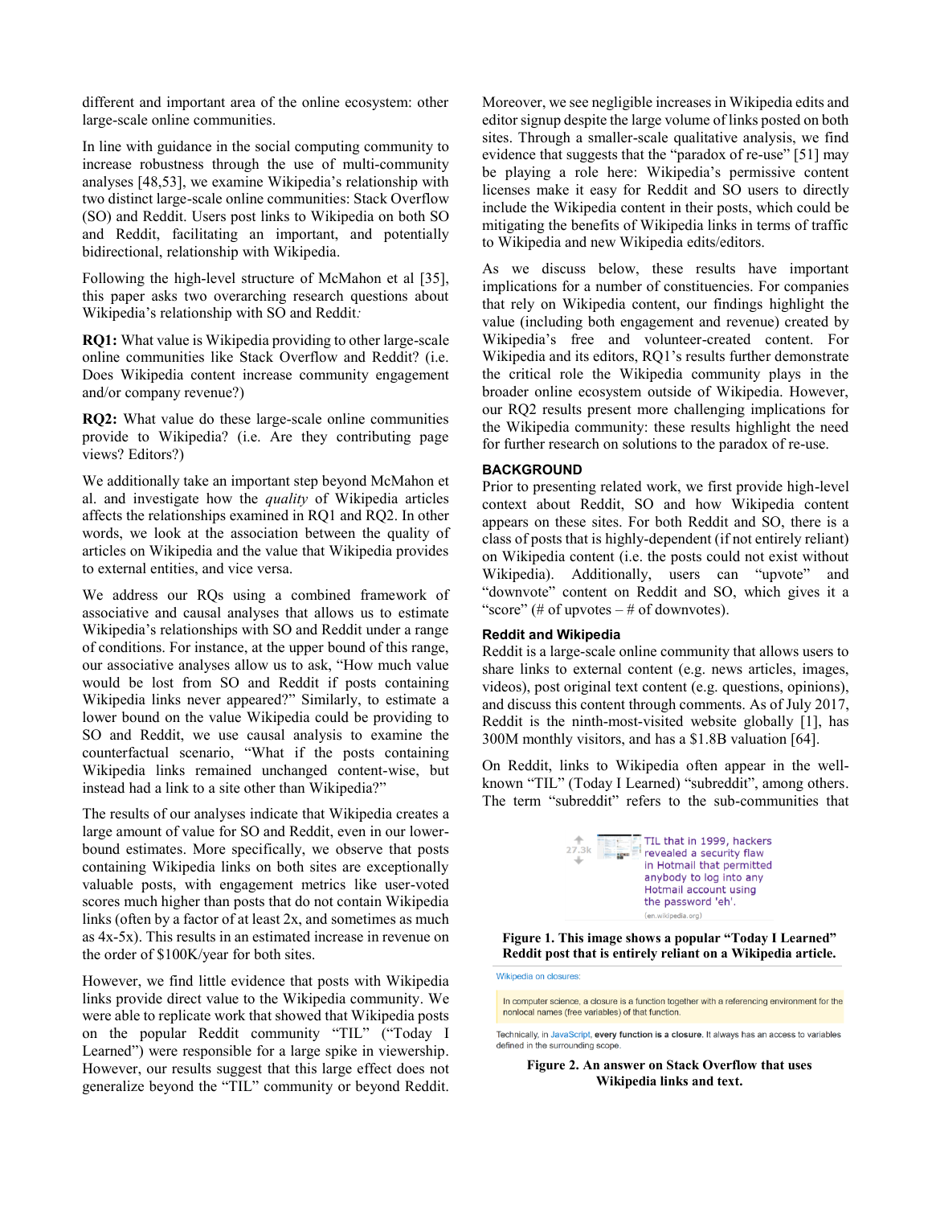different and important area of the online ecosystem: other large-scale online communities.

In line with guidance in the social computing community to increase robustness through the use of multi-community analyses [48,53], we examine Wikipedia's relationship with two distinct large-scale online communities: Stack Overflow (SO) and Reddit. Users post links to Wikipedia on both SO and Reddit, facilitating an important, and potentially bidirectional, relationship with Wikipedia.

Following the high-level structure of McMahon et al [35], this paper asks two overarching research questions about Wikipedia's relationship with SO and Reddit*:*

**RQ1:** What value is Wikipedia providing to other large-scale online communities like Stack Overflow and Reddit? (i.e. Does Wikipedia content increase community engagement and/or company revenue?)

**RQ2:** What value do these large-scale online communities provide to Wikipedia? (i.e. Are they contributing page views? Editors?)

We additionally take an important step beyond McMahon et al. and investigate how the *quality* of Wikipedia articles affects the relationships examined in RQ1 and RQ2. In other words, we look at the association between the quality of articles on Wikipedia and the value that Wikipedia provides to external entities, and vice versa.

We address our RQs using a combined framework of associative and causal analyses that allows us to estimate Wikipedia's relationships with SO and Reddit under a range of conditions. For instance, at the upper bound of this range, our associative analyses allow us to ask, "How much value would be lost from SO and Reddit if posts containing Wikipedia links never appeared?" Similarly, to estimate a lower bound on the value Wikipedia could be providing to SO and Reddit, we use causal analysis to examine the counterfactual scenario, "What if the posts containing Wikipedia links remained unchanged content-wise, but instead had a link to a site other than Wikipedia?"

The results of our analyses indicate that Wikipedia creates a large amount of value for SO and Reddit, even in our lower-bound estimates. More specifically, we observe that posts containing Wikipedia links on both sites are exceptionally valuable posts, with engagement metrics like user-voted scores much higher than posts that do not contain Wikipedia links (often by a factor of at least 2x, and sometimes as much as 4x-5x). This results in an estimated increase in revenue on the order of $100K/year for both sites.

However, we find little evidence that posts with Wikipedia links provide direct value to the Wikipedia community. We were able to replicate work that showed that Wikipedia posts on the popular Reddit community "TIL" ("Today I Learned") were responsible for a large spike in viewership. However, our results suggest that this large effect does not generalize beyond the "TIL" community or beyond Reddit. Moreover, we see negligible increases in Wikipedia edits and editor signup despite the large volume of links posted on both sites. Through a smaller-scale qualitative analysis, we find evidence that suggests that the "paradox of re-use" [51] may be playing a role here: Wikipedia's permissive content licenses make it easy for Reddit and SO users to directly include the Wikipedia content in their posts, which could be mitigating the benefits of Wikipedia links in terms of traffic to Wikipedia and new Wikipedia edits/editors.

As we discuss below, these results have important implications for a number of constituencies. For companies that rely on Wikipedia content, our findings highlight the value (including both engagement and revenue) created by Wikipedia's free and volunteer-created content. For Wikipedia and its editors, RQ1's results further demonstrate the critical role the Wikipedia community plays in the broader online ecosystem outside of Wikipedia. However, our RQ2 results present more challenging implications for the Wikipedia community: these results highlight the need for further research on solutions to the paradox of re-use.

## BACKGROUND

Prior to presenting related work, we first provide high-level context about Reddit, SO and how Wikipedia content appears on these sites. For both Reddit and SO, there is a class of posts that is highly-dependent (if not entirely reliant) on Wikipedia content (i.e. the posts could not exist without Wikipedia). Additionally, users can "upvote" and "downvote" content on Reddit and SO, which gives it a "score" (# of upvotes – # of downvotes).

### Reddit and Wikipedia

Reddit is a large-scale online community that allows users to share links to external content (e.g. news articles, images, videos), post original text content (e.g. questions, opinions), and discuss this content through comments. As of July 2017, Reddit is the ninth-most-visited website globally [1], has 300M monthly visitors, and has a $1.8B valuation [64].

On Reddit, links to Wikipedia often appear in the well-known "TIL" (Today I Learned) "subreddit", among others. The term "subreddit" refers to the sub-communities that

27.3k

TIL that in 1999, hackers revealed a security flaw in Hotmail that permitted anybody to log into any Hotmail account using the password 'eh'.

(en.wikipedia.org)

**Figure 1. This image shows a popular "Today I Learned" Reddit post that is entirely reliant on a Wikipedia article.**

Wikipedia on closures:

In computer science, a closure is a function together with a referencing environment for the nonlocal names (free variables) of that function.

Technically, in JavaScript, **every function is a closure**. It always has an access to variables defined in the surrounding scope.

**Figure 2. An answer on Stack Overflow that uses Wikipedia links and text.**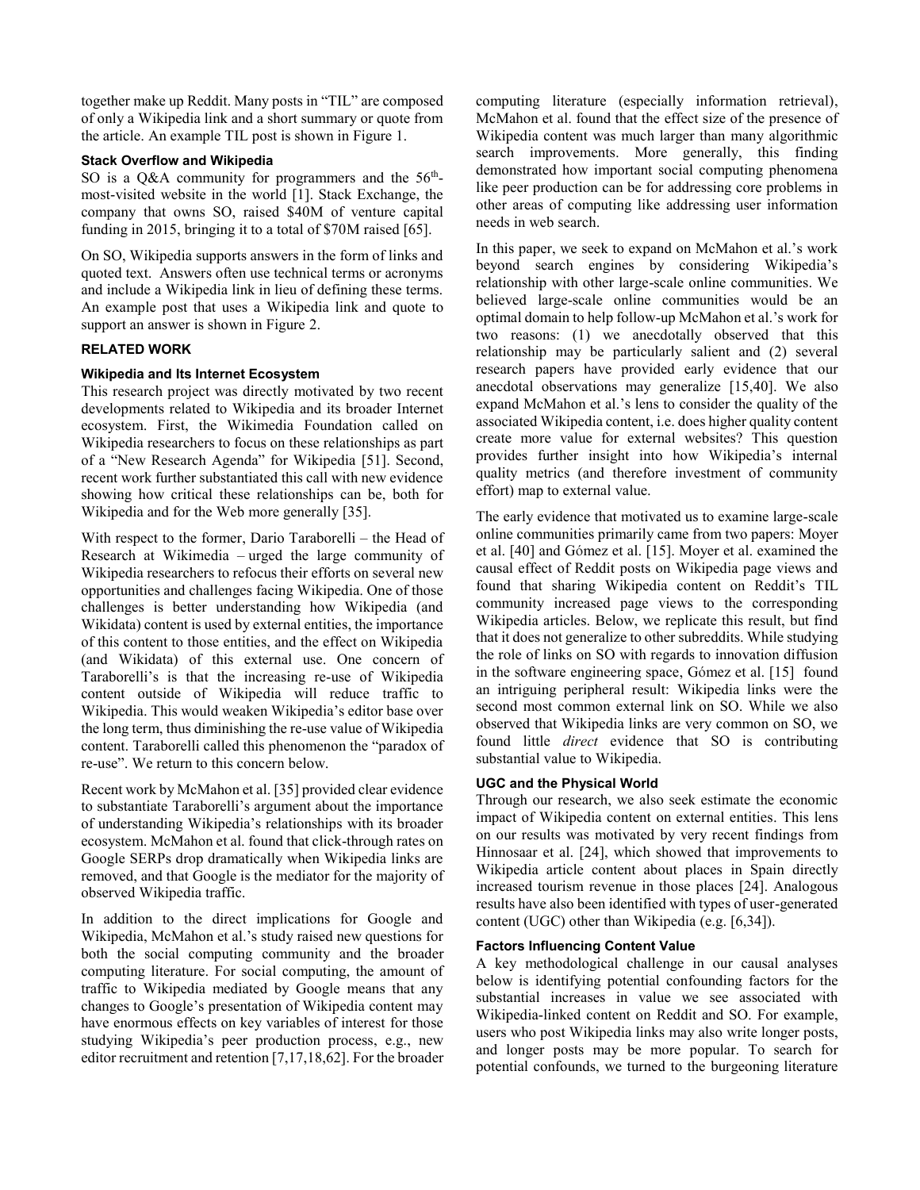together make up Reddit. Many posts in "TIL" are composed of only a Wikipedia link and a short summary or quote from the article. An example TIL post is shown in Figure 1.

### Stack Overflow and Wikipedia

SO is a Q&A community for programmers and the 56th-most-visited website in the world [1]. Stack Exchange, the company that owns SO, raised $40M of venture capital funding in 2015, bringing it to a total of $70M raised [65].

On SO, Wikipedia supports answers in the form of links and quoted text. Answers often use technical terms or acronyms and include a Wikipedia link in lieu of defining these terms. An example post that uses a Wikipedia link and quote to support an answer is shown in Figure 2.

## RELATED WORK

### Wikipedia and Its Internet Ecosystem

This research project was directly motivated by two recent developments related to Wikipedia and its broader Internet ecosystem. First, the Wikimedia Foundation called on Wikipedia researchers to focus on these relationships as part of a "New Research Agenda" for Wikipedia [51]. Second, recent work further substantiated this call with new evidence showing how critical these relationships can be, both for Wikipedia and for the Web more generally [35].

With respect to the former, Dario Taraborelli – the Head of Research at Wikimedia – urged the large community of Wikipedia researchers to refocus their efforts on several new opportunities and challenges facing Wikipedia. One of those challenges is better understanding how Wikipedia (and Wikidata) content is used by external entities, the importance of this content to those entities, and the effect on Wikipedia (and Wikidata) of this external use. One concern of Taraborelli's is that the increasing re-use of Wikipedia content outside of Wikipedia will reduce traffic to Wikipedia. This would weaken Wikipedia's editor base over the long term, thus diminishing the re-use value of Wikipedia content. Taraborelli called this phenomenon the "paradox of re-use". We return to this concern below.

Recent work by McMahon et al. [35] provided clear evidence to substantiate Taraborelli's argument about the importance of understanding Wikipedia's relationships with its broader ecosystem. McMahon et al. found that click-through rates on Google SERPs drop dramatically when Wikipedia links are removed, and that Google is the mediator for the majority of observed Wikipedia traffic.

In addition to the direct implications for Google and Wikipedia, McMahon et al.'s study raised new questions for both the social computing community and the broader computing literature. For social computing, the amount of traffic to Wikipedia mediated by Google means that any changes to Google's presentation of Wikipedia content may have enormous effects on key variables of interest for those studying Wikipedia's peer production process, e.g., new editor recruitment and retention [7,17,18,62]. For the broader computing literature (especially information retrieval), McMahon et al. found that the effect size of the presence of Wikipedia content was much larger than many algorithmic search improvements. More generally, this finding demonstrated how important social computing phenomena like peer production can be for addressing core problems in other areas of computing like addressing user information needs in web search.

In this paper, we seek to expand on McMahon et al.'s work beyond search engines by considering Wikipedia's relationship with other large-scale online communities. We believed large-scale online communities would be an optimal domain to help follow-up McMahon et al.'s work for two reasons: (1) we anecdotally observed that this relationship may be particularly salient and (2) several research papers have provided early evidence that our anecdotal observations may generalize [15,40]. We also expand McMahon et al.'s lens to consider the quality of the associated Wikipedia content, i.e. does higher quality content create more value for external websites? This question provides further insight into how Wikipedia's internal quality metrics (and therefore investment of community effort) map to external value.

The early evidence that motivated us to examine large-scale online communities primarily came from two papers: Moyer et al. [40] and Gómez et al. [15]. Moyer et al. examined the causal effect of Reddit posts on Wikipedia page views and found that sharing Wikipedia content on Reddit's TIL community increased page views to the corresponding Wikipedia articles. Below, we replicate this result, but find that it does not generalize to other subreddits. While studying the role of links on SO with regards to innovation diffusion in the software engineering space, Gómez et al. [15] found an intriguing peripheral result: Wikipedia links were the second most common external link on SO. While we also observed that Wikipedia links are very common on SO, we found little *direct* evidence that SO is contributing substantial value to Wikipedia.

### UGC and the Physical World

Through our research, we also seek estimate the economic impact of Wikipedia content on external entities. This lens on our results was motivated by very recent findings from Hinnosaar et al. [24], which showed that improvements to Wikipedia article content about places in Spain directly increased tourism revenue in those places [24]. Analogous results have also been identified with types of user-generated content (UGC) other than Wikipedia (e.g. [6,34]).

### Factors Influencing Content Value

A key methodological challenge in our causal analyses below is identifying potential confounding factors for the substantial increases in value we see associated with Wikipedia-linked content on Reddit and SO. For example, users who post Wikipedia links may also write longer posts, and longer posts may be more popular. To search for potential confounds, we turned to the burgeoning literature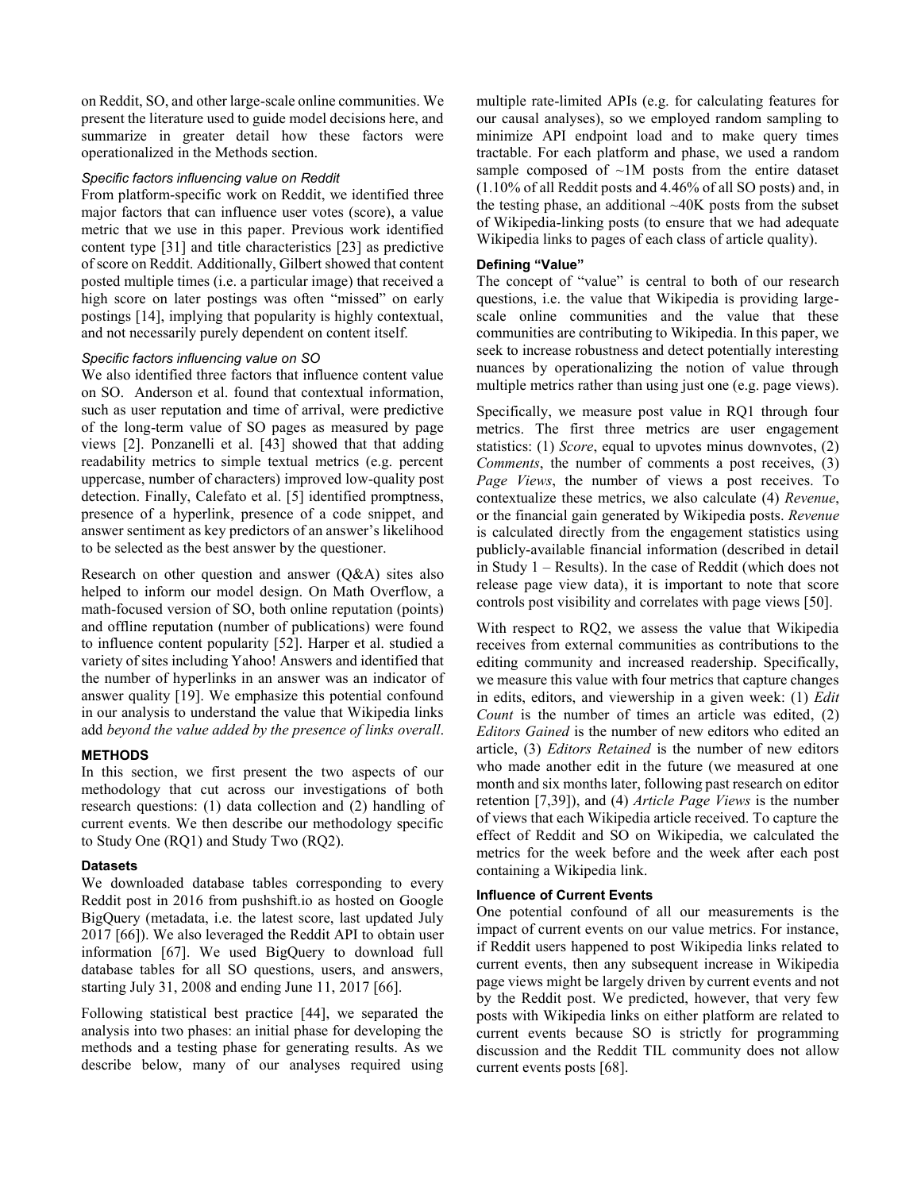on Reddit, SO, and other large-scale online communities. We present the literature used to guide model decisions here, and summarize in greater detail how these factors were operationalized in the Methods section.

#### *Specific factors influencing value on Reddit*

From platform-specific work on Reddit, we identified three major factors that can influence user votes (score), a value metric that we use in this paper. Previous work identified content type [31] and title characteristics [23] as predictive of score on Reddit. Additionally, Gilbert showed that content posted multiple times (i.e. a particular image) that received a high score on later postings was often "missed" on early postings [14], implying that popularity is highly contextual, and not necessarily purely dependent on content itself.

#### *Specific factors influencing value on SO*

We also identified three factors that influence content value on SO. Anderson et al. found that contextual information, such as user reputation and time of arrival, were predictive of the long-term value of SO pages as measured by page views [2]. Ponzanelli et al. [43] showed that that adding readability metrics to simple textual metrics (e.g. percent uppercase, number of characters) improved low-quality post detection. Finally, Calefato et al. [5] identified promptness, presence of a hyperlink, presence of a code snippet, and answer sentiment as key predictors of an answer's likelihood to be selected as the best answer by the questioner.

Research on other question and answer (Q&A) sites also helped to inform our model design. On Math Overflow, a math-focused version of SO, both online reputation (points) and offline reputation (number of publications) were found to influence content popularity [52]. Harper et al. studied a variety of sites including Yahoo! Answers and identified that the number of hyperlinks in an answer was an indicator of answer quality [19]. We emphasize this potential confound in our analysis to understand the value that Wikipedia links add *beyond the value added by the presence of links overall*.

## METHODS

In this section, we first present the two aspects of our methodology that cut across our investigations of both research questions: (1) data collection and (2) handling of current events. We then describe our methodology specific to Study One (RQ1) and Study Two (RQ2).

### Datasets

We downloaded database tables corresponding to every Reddit post in 2016 from pushshift.io as hosted on Google BigQuery (metadata, i.e. the latest score, last updated July 2017 [66]). We also leveraged the Reddit API to obtain user information [67]. We used BigQuery to download full database tables for all SO questions, users, and answers, starting July 31, 2008 and ending June 11, 2017 [66].

Following statistical best practice [44], we separated the analysis into two phases: an initial phase for developing the methods and a testing phase for generating results. As we describe below, many of our analyses required using multiple rate-limited APIs (e.g. for calculating features for our causal analyses), so we employed random sampling to minimize API endpoint load and to make query times tractable. For each platform and phase, we used a random sample composed of ~1M posts from the entire dataset (1.10% of all Reddit posts and 4.46% of all SO posts) and, in the testing phase, an additional ~40K posts from the subset of Wikipedia-linking posts (to ensure that we had adequate Wikipedia links to pages of each class of article quality).

### Defining "Value"

The concept of "value" is central to both of our research questions, i.e. the value that Wikipedia is providing large-scale online communities and the value that these communities are contributing to Wikipedia. In this paper, we seek to increase robustness and detect potentially interesting nuances by operationalizing the notion of value through multiple metrics rather than using just one (e.g. page views).

Specifically, we measure post value in RQ1 through four metrics. The first three metrics are user engagement statistics: (1) *Score*, equal to upvotes minus downvotes, (2) *Comments*, the number of comments a post receives, (3) *Page Views*, the number of views a post receives. To contextualize these metrics, we also calculate (4) *Revenue*, or the financial gain generated by Wikipedia posts. *Revenue* is calculated directly from the engagement statistics using publicly-available financial information (described in detail in Study 1 – Results). In the case of Reddit (which does not release page view data), it is important to note that score controls post visibility and correlates with page views [50].

With respect to RQ2, we assess the value that Wikipedia receives from external communities as contributions to the editing community and increased readership. Specifically, we measure this value with four metrics that capture changes in edits, editors, and viewership in a given week: (1) *Edit Count* is the number of times an article was edited, (2) *Editors Gained* is the number of new editors who edited an article, (3) *Editors Retained* is the number of new editors who made another edit in the future (we measured at one month and six months later, following past research on editor retention [7,39]), and (4) *Article Page Views* is the number of views that each Wikipedia article received. To capture the effect of Reddit and SO on Wikipedia, we calculated the metrics for the week before and the week after each post containing a Wikipedia link.

### Influence of Current Events

One potential confound of all our measurements is the impact of current events on our value metrics. For instance, if Reddit users happened to post Wikipedia links related to current events, then any subsequent increase in Wikipedia page views might be largely driven by current events and not by the Reddit post. We predicted, however, that very few posts with Wikipedia links on either platform are related to current events because SO is strictly for programming discussion and the Reddit TIL community does not allow current events posts [68].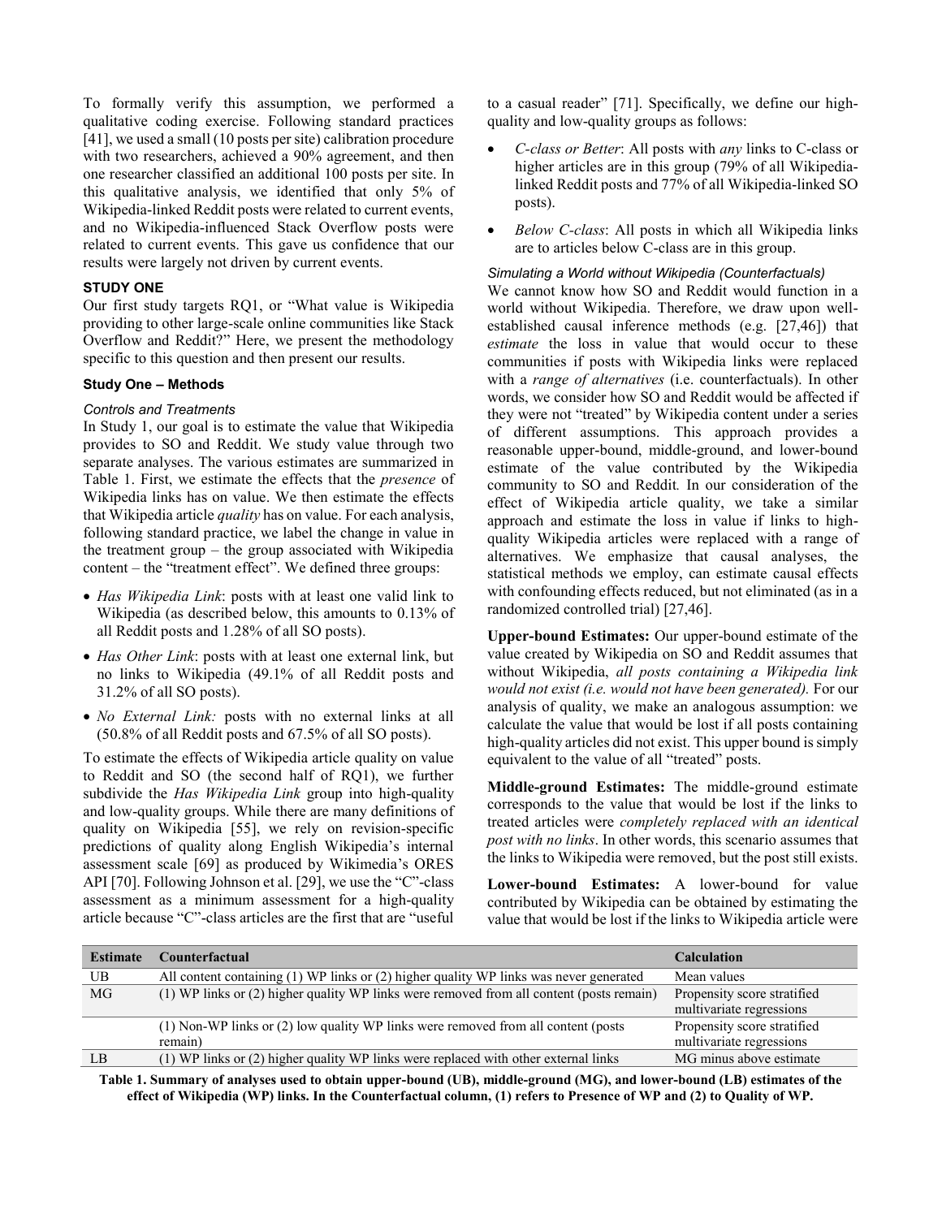To formally verify this assumption, we performed a qualitative coding exercise. Following standard practices [41], we used a small (10 posts per site) calibration procedure with two researchers, achieved a 90% agreement, and then one researcher classified an additional 100 posts per site. In this qualitative analysis, we identified that only 5% of Wikipedia-linked Reddit posts were related to current events, and no Wikipedia-influenced Stack Overflow posts were related to current events. This gave us confidence that our results were largely not driven by current events.

## STUDY ONE

Our first study targets RQ1, or "What value is Wikipedia providing to other large-scale online communities like Stack Overflow and Reddit?" Here, we present the methodology specific to this question and then present our results.

### Study One – Methods

#### Controls and Treatments

In Study 1, our goal is to estimate the value that Wikipedia provides to SO and Reddit. We study value through two separate analyses. The various estimates are summarized in Table 1. First, we estimate the effects that the *presence* of Wikipedia links has on value. We then estimate the effects that Wikipedia article *quality* has on value. For each analysis, following standard practice, we label the change in value in the treatment group – the group associated with Wikipedia content – the "treatment effect". We defined three groups:

- *Has Wikipedia Link*: posts with at least one valid link to Wikipedia (as described below, this amounts to 0.13% of all Reddit posts and 1.28% of all SO posts).
- *Has Other Link*: posts with at least one external link, but no links to Wikipedia (49.1% of all Reddit posts and 31.2% of all SO posts).
- *No External Link:* posts with no external links at all (50.8% of all Reddit posts and 67.5% of all SO posts).

To estimate the effects of Wikipedia article quality on value to Reddit and SO (the second half of RQ1), we further subdivide the *Has Wikipedia Link* group into high-quality and low-quality groups. While there are many definitions of quality on Wikipedia [55], we rely on revision-specific predictions of quality along English Wikipedia's internal assessment scale [69] as produced by Wikimedia's ORES API [70]. Following Johnson et al. [29], we use the "C"-class assessment as a minimum assessment for a high-quality article because "C"-class articles are the first that are "useful to a casual reader" [71]. Specifically, we define our high-quality and low-quality groups as follows:

- *C-class or Better*: All posts with *any* links to C-class or higher articles are in this group (79% of all Wikipedia-linked Reddit posts and 77% of all Wikipedia-linked SO posts).
- *Below C-class*: All posts in which all Wikipedia links are to articles below C-class are in this group.

#### Simulating a World without Wikipedia (Counterfactuals)

We cannot know how SO and Reddit would function in a world without Wikipedia. Therefore, we draw upon well-established causal inference methods (e.g. [27,46]) that *estimate* the loss in value that would occur to these communities if posts with Wikipedia links were replaced with a *range of alternatives* (i.e. counterfactuals). In other words, we consider how SO and Reddit would be affected if they were not "treated" by Wikipedia content under a series of different assumptions. This approach provides a reasonable upper-bound, middle-ground, and lower-bound estimate of the value contributed by the Wikipedia community to SO and Reddit*.* In our consideration of the effect of Wikipedia article quality, we take a similar approach and estimate the loss in value if links to high-quality Wikipedia articles were replaced with a range of alternatives. We emphasize that causal analyses, the statistical methods we employ, can estimate causal effects with confounding effects reduced, but not eliminated (as in a randomized controlled trial) [27,46].

**Upper-bound Estimates:** Our upper-bound estimate of the value created by Wikipedia on SO and Reddit assumes that without Wikipedia, *all posts containing a Wikipedia link would not exist (i.e. would not have been generated).* For our analysis of quality, we make an analogous assumption: we calculate the value that would be lost if all posts containing high-quality articles did not exist. This upper bound is simply equivalent to the value of all "treated" posts.

**Middle-ground Estimates:** The middle-ground estimate corresponds to the value that would be lost if the links to treated articles were *completely replaced with an identical post with no links*. In other words, this scenario assumes that the links to Wikipedia were removed, but the post still exists.

**Lower-bound Estimates:** A lower-bound for value contributed by Wikipedia can be obtained by estimating the value that would be lost if the links to Wikipedia article were

| Estimate | Counterfactual | Calculation |
|---|---|---|
| UB | All content containing (1) WP links or (2) higher quality WP links was never generated | Mean values |
| MG | (1) WP links or (2) higher quality WP links were removed from all content (posts remain) | Propensity score stratified multivariate regressions |
| | (1) Non-WP links or (2) low quality WP links were removed from all content (posts remain) | Propensity score stratified multivariate regressions |
| LB | (1) WP links or (2) higher quality WP links were replaced with other external links | MG minus above estimate |

**Table 1. Summary of analyses used to obtain upper-bound (UB), middle-ground (MG), and lower-bound (LB) estimates of the effect of Wikipedia (WP) links. In the Counterfactual column, (1) refers to Presence of WP and (2) to Quality of WP.**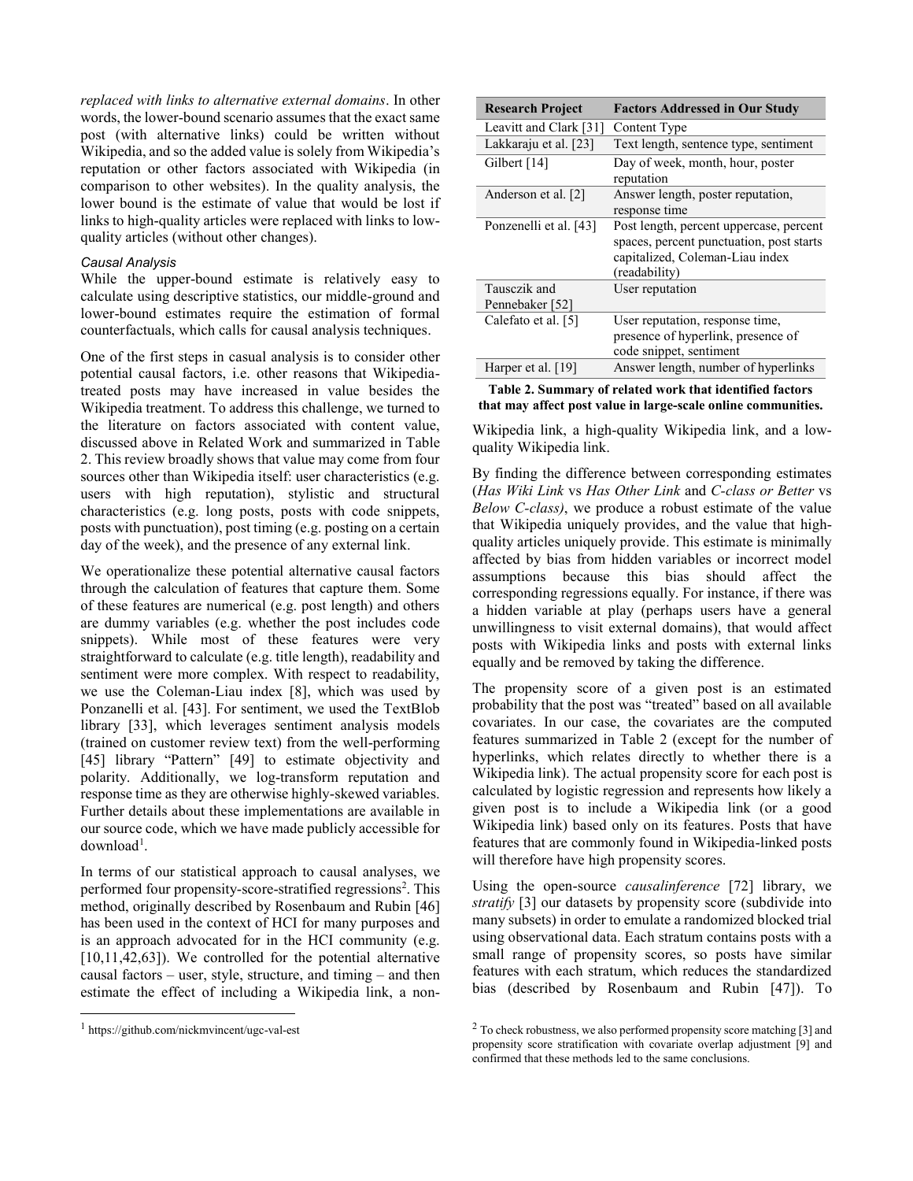*replaced with links to alternative external domains*. In other words, the lower-bound scenario assumes that the exact same post (with alternative links) could be written without Wikipedia, and so the added value is solely from Wikipedia's reputation or other factors associated with Wikipedia (in comparison to other websites). In the quality analysis, the lower bound is the estimate of value that would be lost if links to high-quality articles were replaced with links to low-quality articles (without other changes).

### *Causal Analysis*

While the upper-bound estimate is relatively easy to calculate using descriptive statistics, our middle-ground and lower-bound estimates require the estimation of formal counterfactuals, which calls for causal analysis techniques.

One of the first steps in casual analysis is to consider other potential causal factors, i.e. other reasons that Wikipedia-treated posts may have increased in value besides the Wikipedia treatment. To address this challenge, we turned to the literature on factors associated with content value, discussed above in Related Work and summarized in Table 2. This review broadly shows that value may come from four sources other than Wikipedia itself: user characteristics (e.g. users with high reputation), stylistic and structural characteristics (e.g. long posts, posts with code snippets, posts with punctuation), post timing (e.g. posting on a certain day of the week), and the presence of any external link.

We operationalize these potential alternative causal factors through the calculation of features that capture them. Some of these features are numerical (e.g. post length) and others are dummy variables (e.g. whether the post includes code snippets). While most of these features were very straightforward to calculate (e.g. title length), readability and sentiment were more complex. With respect to readability, we use the Coleman-Liau index [8], which was used by Ponzanelli et al. [43]. For sentiment, we used the TextBlob library [33], which leverages sentiment analysis models (trained on customer review text) from the well-performing [45] library "Pattern" [49] to estimate objectivity and polarity. Additionally, we log-transform reputation and response time as they are otherwise highly-skewed variables. Further details about these implementations are available in our source code, which we have made publicly accessible for download[1].

In terms of our statistical approach to causal analyses, we performed four propensity-score-stratified regressions[2]. This method, originally described by Rosenbaum and Rubin [46] has been used in the context of HCI for many purposes and is an approach advocated for in the HCI community (e.g. [10,11,42,63]). We controlled for the potential alternative causal factors – user, style, structure, and timing – and then estimate the effect of including a Wikipedia link, a non-Wikipedia link, a high-quality Wikipedia link, and a low-quality Wikipedia link.

| Research Project | Factors Addressed in Our Study |
|---|---|
| Leavitt and Clark [31] | Content Type |
| Lakkaraju et al. [23] | Text length, sentence type, sentiment |
| Gilbert [14] | Day of week, month, hour, poster reputation |
| Anderson et al. [2] | Answer length, poster reputation, response time |
| Ponzenelli et al. [43] | Post length, percent uppercase, percent spaces, percent punctuation, post starts capitalized, Coleman-Liau index (readability) |
| Tausczik and Pennebaker [52] | User reputation |
| Calefato et al. [5] | User reputation, response time, presence of hyperlink, presence of code snippet, sentiment |
| Harper et al. [19] | Answer length, number of hyperlinks |

**Table 2. Summary of related work that identified factors that may affect post value in large-scale online communities.**

By finding the difference between corresponding estimates (*Has Wiki Link* vs *Has Other Link* and *C-class or Better* vs *Below C-class)*, we produce a robust estimate of the value that Wikipedia uniquely provides, and the value that high-quality articles uniquely provide. This estimate is minimally affected by bias from hidden variables or incorrect model assumptions because this bias should affect the corresponding regressions equally. For instance, if there was a hidden variable at play (perhaps users have a general unwillingness to visit external domains), that would affect posts with Wikipedia links and posts with external links equally and be removed by taking the difference.

The propensity score of a given post is an estimated probability that the post was "treated" based on all available covariates. In our case, the covariates are the computed features summarized in Table 2 (except for the number of hyperlinks, which relates directly to whether there is a Wikipedia link). The actual propensity score for each post is calculated by logistic regression and represents how likely a given post is to include a Wikipedia link (or a good Wikipedia link) based only on its features. Posts that have features that are commonly found in Wikipedia-linked posts will therefore have high propensity scores.

Using the open-source *causalinference* [72] library, we *stratify* [3] our datasets by propensity score (subdivide into many subsets) in order to emulate a randomized blocked trial using observational data. Each stratum contains posts with a small range of propensity scores, so posts have similar features with each stratum, which reduces the standardized bias (described by Rosenbaum and Rubin [47]). To

[1] https://github.com/nickmvincent/ugc-val-est

[2] To check robustness, we also performed propensity score matching [3] and propensity score stratification with covariate overlap adjustment [9] and confirmed that these methods led to the same conclusions.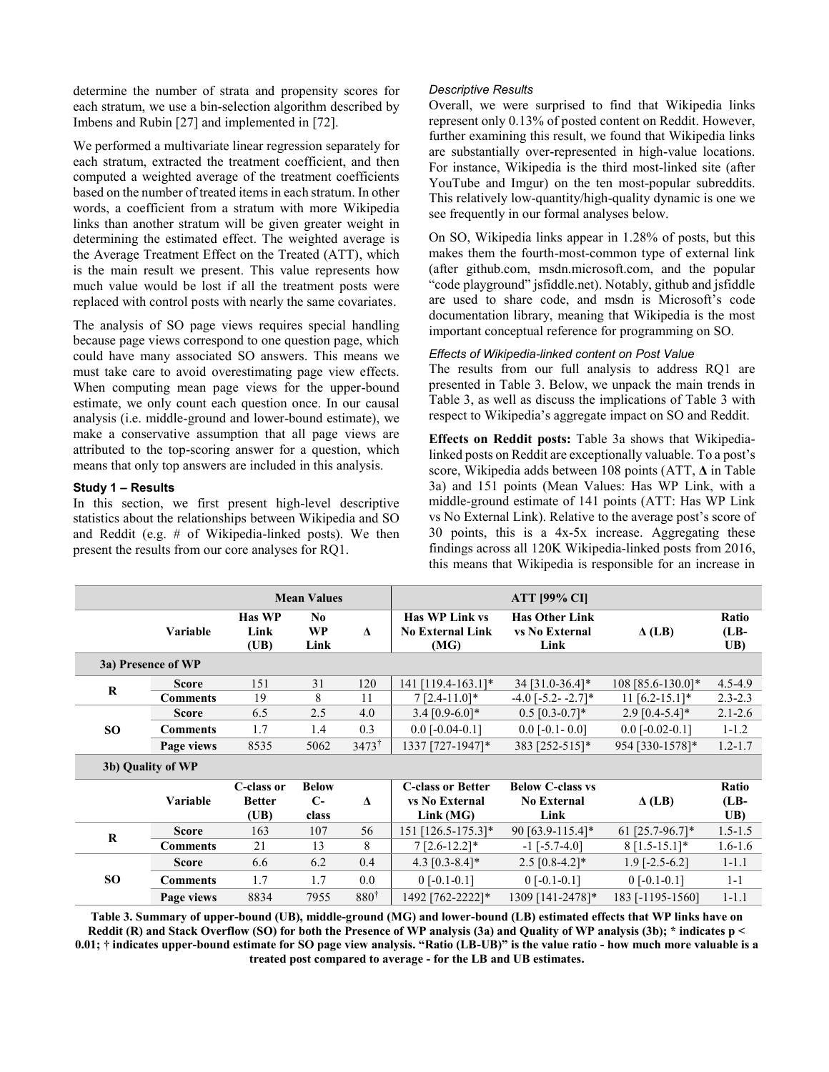determine the number of strata and propensity scores for each stratum, we use a bin-selection algorithm described by Imbens and Rubin [27] and implemented in [72].

We performed a multivariate linear regression separately for each stratum, extracted the treatment coefficient, and then computed a weighted average of the treatment coefficients based on the number of treated items in each stratum. In other words, a coefficient from a stratum with more Wikipedia links than another stratum will be given greater weight in determining the estimated effect. The weighted average is the Average Treatment Effect on the Treated (ATT), which is the main result we present. This value represents how much value would be lost if all the treatment posts were replaced with control posts with nearly the same covariates.

The analysis of SO page views requires special handling because page views correspond to one question page, which could have many associated SO answers. This means we must take care to avoid overestimating page view effects. When computing mean page views for the upper-bound estimate, we only count each question once. In our causal analysis (i.e. middle-ground and lower-bound estimate), we make a conservative assumption that all page views are attributed to the top-scoring answer for a question, which means that only top answers are included in this analysis.

### Study 1 – Results

In this section, we first present high-level descriptive statistics about the relationships between Wikipedia and SO and Reddit (e.g. # of Wikipedia-linked posts). We then present the results from our core analyses for RQ1.

#### *Descriptive Results*

Overall, we were surprised to find that Wikipedia links represent only 0.13% of posted content on Reddit. However, further examining this result, we found that Wikipedia links are substantially over-represented in high-value locations. For instance, Wikipedia is the third most-linked site (after YouTube and Imgur) on the ten most-popular subreddits. This relatively low-quantity/high-quality dynamic is one we see frequently in our formal analyses below.

On SO, Wikipedia links appear in 1.28% of posts, but this makes them the fourth-most-common type of external link (after github.com, msdn.microsoft.com, and the popular "code playground" jsfiddle.net). Notably, github and jsfiddle are used to share code, and msdn is Microsoft's code documentation library, meaning that Wikipedia is the most important conceptual reference for programming on SO.

#### *Effects of Wikipedia-linked content on Post Value*

The results from our full analysis to address RQ1 are presented in Table 3. Below, we unpack the main trends in Table 3, as well as discuss the implications of Table 3 with respect to Wikipedia's aggregate impact on SO and Reddit.

**Effects on Reddit posts:** Table 3a shows that Wikipedia-linked posts on Reddit are exceptionally valuable. To a post's score, Wikipedia adds between 108 points (ATT, **Δ** in Table 3a) and 151 points (Mean Values: Has WP Link, with a middle-ground estimate of 141 points (ATT: Has WP Link vs No External Link). Relative to the average post's score of 30 points, this is a 4x-5x increase. Aggregating these findings across all 120K Wikipedia-linked posts from 2016, this means that Wikipedia is responsible for an increase in

| | | Mean Values | | | ATT [99% CI] | | | |
|---|---|---|---|---|---|---|---|---|
| | **Variable** | **Has WP Link (UB)** | **No WP Link** | **Δ** | **Has WP Link vs No External Link (MG)** | **Has Other Link vs No External Link** | **Δ (LB)** | **Ratio (LB-UB)** |
| **3a) Presence of WP** | | | | | | | | |
| **R** | **Score** | 151 | 31 | 120 | 141 [119.4-163.1]* | 34 [31.0-36.4]* | 108 [85.6-130.0]* | 4.5-4.9 |
| | **Comments** | 19 | 8 | 11 | 7 [2.4-11.0]* | -4.0 [-5.2- -2.7]* | 11 [6.2-15.1]* | 2.3-2.3 |
| **SO** | **Score** | 6.5 | 2.5 | 4.0 | 3.4 [0.9-6.0]* | 0.5 [0.3-0.7]* | 2.9 [0.4-5.4]* | 2.1-2.6 |
| | **Comments** | 1.7 | 1.4 | 0.3 | 0.0 [-0.04-0.1] | 0.0 [-0.1- 0.0] | 0.0 [-0.02-0.1] | 1-1.2 |
| | **Page views** | 8535 | 5062 | 3473† | 1337 [727-1947]* | 383 [252-515]* | 954 [330-1578]* | 1.2-1.7 |
| **3b) Quality of WP** | | | | | | | | |
| | **Variable** | **C-class or Better (UB)** | **Below C-class** | **Δ** | **C-class or Better vs No External Link (MG)** | **Below C-class vs No External Link** | **Δ (LB)** | **Ratio (LB-UB)** |
| **R** | **Score** | 163 | 107 | 56 | 151 [126.5-175.3]* | 90 [63.9-115.4]* | 61 [25.7-96.7]* | 1.5-1.5 |
| | **Comments** | 21 | 13 | 8 | 7 [2.6-12.2]* | -1 [-5.7-4.0] | 8 [1.5-15.1]* | 1.6-1.6 |
| **SO** | **Score** | 6.6 | 6.2 | 0.4 | 4.3 [0.3-8.4]* | 2.5 [0.8-4.2]* | 1.9 [-2.5-6.2] | 1-1.1 |
| | **Comments** | 1.7 | 1.7 | 0.0 | 0 [-0.1-0.1] | 0 [-0.1-0.1] | 0 [-0.1-0.1] | 1-1 |
| | **Page views** | 8834 | 7955 | 880† | 1492 [762-2222]* | 1309 [141-2478]* | 183 [-1195-1560] | 1-1.1 |

**Table 3. Summary of upper-bound (UB), middle-ground (MG) and lower-bound (LB) estimated effects that WP links have on Reddit (R) and Stack Overflow (SO) for both the Presence of WP analysis (3a) and Quality of WP analysis (3b); * indicates p < 0.01; † indicates upper-bound estimate for SO page view analysis. "Ratio (LB-UB)" is the value ratio - how much more valuable is a treated post compared to average - for the LB and UB estimates.**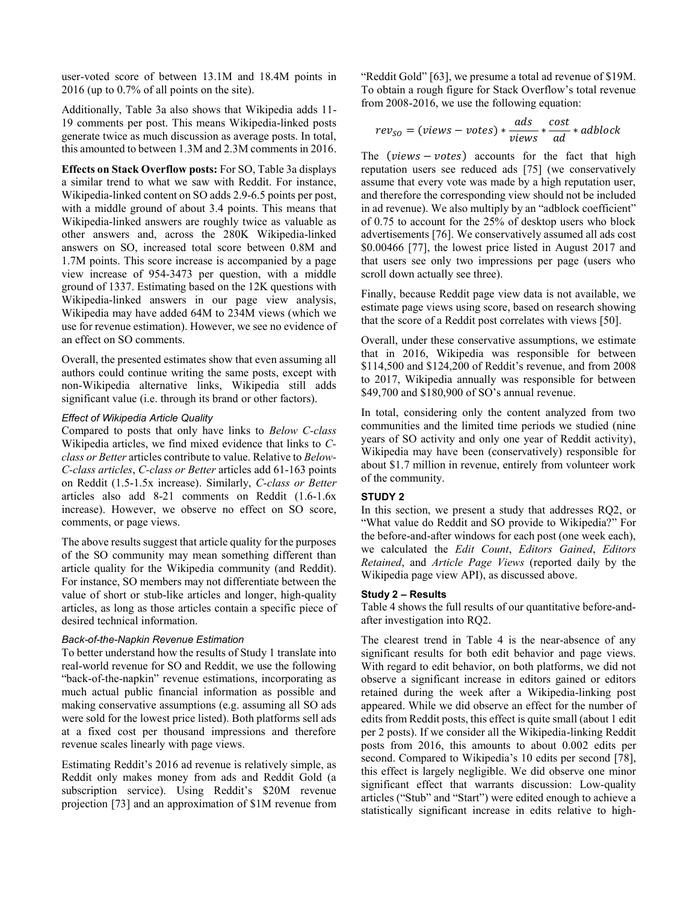user-voted score of between 13.1M and 18.4M points in 2016 (up to 0.7% of all points on the site).

Additionally, Table 3a also shows that Wikipedia adds 11-19 comments per post. This means Wikipedia-linked posts generate twice as much discussion as average posts. In total, this amounted to between 1.3M and 2.3M comments in 2016.

**Effects on Stack Overflow posts:** For SO, Table 3a displays a similar trend to what we saw with Reddit. For instance, Wikipedia-linked content on SO adds 2.9-6.5 points per post, with a middle ground of about 3.4 points. This means that Wikipedia-linked answers are roughly twice as valuable as other answers and, across the 280K Wikipedia-linked answers on SO, increased total score between 0.8M and 1.7M points. This score increase is accompanied by a page view increase of 954-3473 per question, with a middle ground of 1337. Estimating based on the 12K questions with Wikipedia-linked answers in our page view analysis, Wikipedia may have added 64M to 234M views (which we use for revenue estimation). However, we see no evidence of an effect on SO comments.

Overall, the presented estimates show that even assuming all authors could continue writing the same posts, except with non-Wikipedia alternative links, Wikipedia still adds significant value (i.e. through its brand or other factors).

### *Effect of Wikipedia Article Quality*

Compared to posts that only have links to *Below C-class* Wikipedia articles, we find mixed evidence that links to *C-class or Better* articles contribute to value. Relative to *Below-C-class articles*, *C-class or Better* articles add 61-163 points on Reddit (1.5-1.5x increase). Similarly, *C-class or Better* articles also add 8-21 comments on Reddit (1.6-1.6x increase). However, we observe no effect on SO score, comments, or page views.

The above results suggest that article quality for the purposes of the SO community may mean something different than article quality for the Wikipedia community (and Reddit). For instance, SO members may not differentiate between the value of short or stub-like articles and longer, high-quality articles, as long as those articles contain a specific piece of desired technical information.

### *Back-of-the-Napkin Revenue Estimation*

To better understand how the results of Study 1 translate into real-world revenue for SO and Reddit, we use the following "back-of-the-napkin" revenue estimations, incorporating as much actual public financial information as possible and making conservative assumptions (e.g. assuming all SO ads were sold for the lowest price listed). Both platforms sell ads at a fixed cost per thousand impressions and therefore revenue scales linearly with page views.

Estimating Reddit's 2016 ad revenue is relatively simple, as Reddit only makes money from ads and Reddit Gold (a subscription service). Using Reddit's $20M revenue projection [73] and an approximation of $1M revenue from "Reddit Gold" [63], we presume a total ad revenue of $19M. To obtain a rough figure for Stack Overflow's total revenue from 2008-2016, we use the following equation:

$$rev_{SO} = (views - votes) * \frac{ads}{views} * \frac{cost}{ad} * adblock$$

The $(views - votes)$ accounts for the fact that high reputation users see reduced ads [75] (we conservatively assume that every vote was made by a high reputation user, and therefore the corresponding view should not be included in ad revenue). We also multiply by an "adblock coefficient" of 0.75 to account for the 25% of desktop users who block advertisements [76]. We conservatively assumed all ads cost $0.00466 [77], the lowest price listed in August 2017 and that users see only two impressions per page (users who scroll down actually see three).

Finally, because Reddit page view data is not available, we estimate page views using score, based on research showing that the score of a Reddit post correlates with views [50].

Overall, under these conservative assumptions, we estimate that in 2016, Wikipedia was responsible for between $114,500 and $124,200 of Reddit's revenue, and from 2008 to 2017, Wikipedia annually was responsible for between $49,700 and $180,900 of SO's annual revenue.

In total, considering only the content analyzed from two communities and the limited time periods we studied (nine years of SO activity and only one year of Reddit activity), Wikipedia may have been (conservatively) responsible for about $1.7 million in revenue, entirely from volunteer work of the community.

## STUDY 2

In this section, we present a study that addresses RQ2, or "What value do Reddit and SO provide to Wikipedia?" For the before-and-after windows for each post (one week each), we calculated the *Edit Count*, *Editors Gained*, *Editors Retained*, and *Article Page Views* (reported daily by the Wikipedia page view API), as discussed above.

### Study 2 – Results

Table 4 shows the full results of our quantitative before-and-after investigation into RQ2.

The clearest trend in Table 4 is the near-absence of any significant results for both edit behavior and page views. With regard to edit behavior, on both platforms, we did not observe a significant increase in editors gained or editors retained during the week after a Wikipedia-linking post appeared. While we did observe an effect for the number of edits from Reddit posts, this effect is quite small (about 1 edit per 2 posts). If we consider all the Wikipedia-linking Reddit posts from 2016, this amounts to about 0.002 edits per second. Compared to Wikipedia's 10 edits per second [78], this effect is largely negligible. We did observe one minor significant effect that warrants discussion: Low-quality articles ("Stub" and "Start") were edited enough to achieve a statistically significant increase in edits relative to high-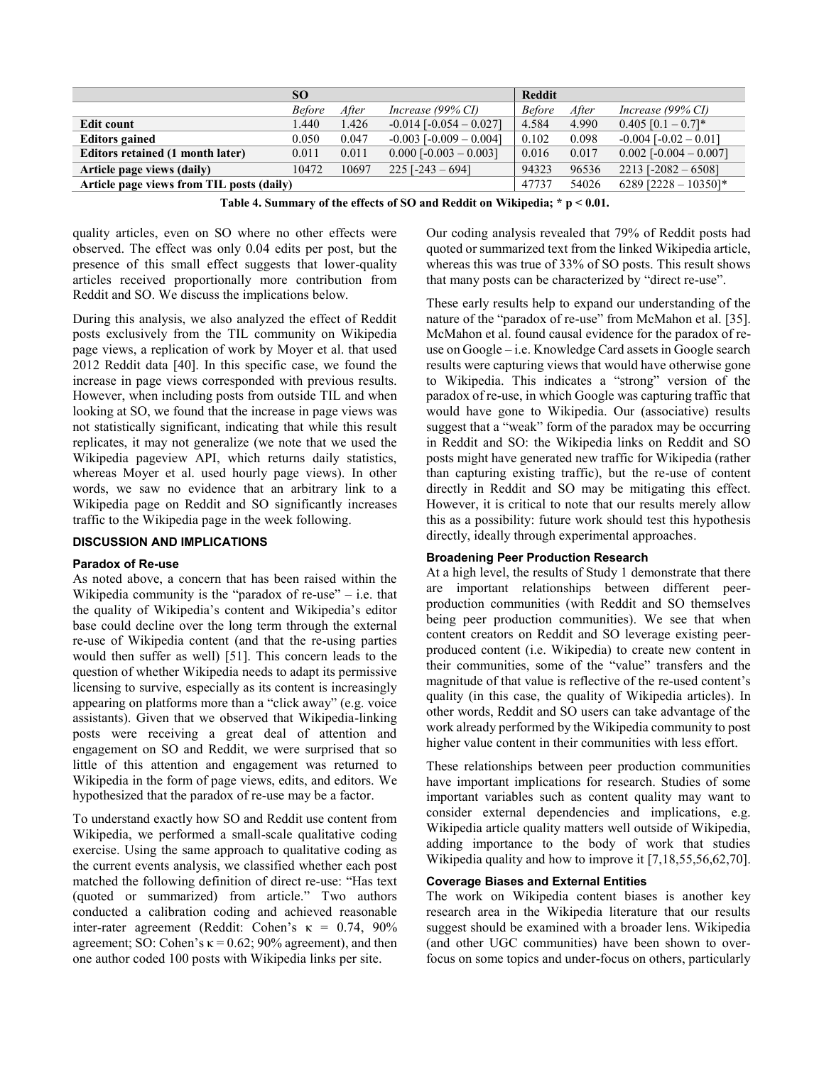| | SO | | | Reddit | | |
|---|---|---|---|---|---|---|
| | *Before* | *After* | *Increase (99% CI)* | *Before* | *After* | *Increase (99% CI)* |
| **Edit count** | 1.440 | 1.426 | -0.014 [-0.054 – 0.027] | 4.584 | 4.990 | 0.405 [0.1 – 0.7]* |
| **Editors gained** | 0.050 | 0.047 | -0.003 [-0.009 – 0.004] | 0.102 | 0.098 | -0.004 [-0.02 – 0.01] |
| **Editors retained (1 month later)** | 0.011 | 0.011 | 0.000 [-0.003 – 0.003] | 0.016 | 0.017 | 0.002 [-0.004 – 0.007] |
| **Article page views (daily)** | 10472 | 10697 | 225 [-243 – 694] | 94323 | 96536 | 2213 [-2082 – 6508] |
| **Article page views from TIL posts (daily)** | | | | 47737 | 54026 | 6289 [2228 – 10350]* |

**Table 4. Summary of the effects of SO and Reddit on Wikipedia; * p < 0.01.**

quality articles, even on SO where no other effects were observed. The effect was only 0.04 edits per post, but the presence of this small effect suggests that lower-quality articles received proportionally more contribution from Reddit and SO. We discuss the implications below.

During this analysis, we also analyzed the effect of Reddit posts exclusively from the TIL community on Wikipedia page views, a replication of work by Moyer et al. that used 2012 Reddit data [40]. In this specific case, we found the increase in page views corresponded with previous results. However, when including posts from outside TIL and when looking at SO, we found that the increase in page views was not statistically significant, indicating that while this result replicates, it may not generalize (we note that we used the Wikipedia pageview API, which returns daily statistics, whereas Moyer et al. used hourly page views). In other words, we saw no evidence that an arbitrary link to a Wikipedia page on Reddit and SO significantly increases traffic to the Wikipedia page in the week following.

## DISCUSSION AND IMPLICATIONS

### Paradox of Re-use

As noted above, a concern that has been raised within the Wikipedia community is the "paradox of re-use" – i.e. that the quality of Wikipedia's content and Wikipedia's editor base could decline over the long term through the external re-use of Wikipedia content (and that the re-using parties would then suffer as well) [51]. This concern leads to the question of whether Wikipedia needs to adapt its permissive licensing to survive, especially as its content is increasingly appearing on platforms more than a "click away" (e.g. voice assistants). Given that we observed that Wikipedia-linking posts were receiving a great deal of attention and engagement on SO and Reddit, we were surprised that so little of this attention and engagement was returned to Wikipedia in the form of page views, edits, and editors. We hypothesized that the paradox of re-use may be a factor.

To understand exactly how SO and Reddit use content from Wikipedia, we performed a small-scale qualitative coding exercise. Using the same approach to qualitative coding as the current events analysis, we classified whether each post matched the following definition of direct re-use: "Has text (quoted or summarized) from article." Two authors conducted a calibration coding and achieved reasonable inter-rater agreement (Reddit: Cohen's $\kappa$ = 0.74, 90% agreement; SO: Cohen's $\kappa$ = 0.62; 90% agreement), and then one author coded 100 posts with Wikipedia links per site.

Our coding analysis revealed that 79% of Reddit posts had quoted or summarized text from the linked Wikipedia article, whereas this was true of 33% of SO posts. This result shows that many posts can be characterized by "direct re-use".

These early results help to expand our understanding of the nature of the "paradox of re-use" from McMahon et al. [35]. McMahon et al. found causal evidence for the paradox of re-use on Google – i.e. Knowledge Card assets in Google search results were capturing views that would have otherwise gone to Wikipedia. This indicates a "strong" version of the paradox of re-use, in which Google was capturing traffic that would have gone to Wikipedia. Our (associative) results suggest that a "weak" form of the paradox may be occurring in Reddit and SO: the Wikipedia links on Reddit and SO posts might have generated new traffic for Wikipedia (rather than capturing existing traffic), but the re-use of content directly in Reddit and SO may be mitigating this effect. However, it is critical to note that our results merely allow this as a possibility: future work should test this hypothesis directly, ideally through experimental approaches.

### Broadening Peer Production Research

At a high level, the results of Study 1 demonstrate that there are important relationships between different peer-production communities (with Reddit and SO themselves being peer production communities). We see that when content creators on Reddit and SO leverage existing peer-produced content (i.e. Wikipedia) to create new content in their communities, some of the "value" transfers and the magnitude of that value is reflective of the re-used content's quality (in this case, the quality of Wikipedia articles). In other words, Reddit and SO users can take advantage of the work already performed by the Wikipedia community to post higher value content in their communities with less effort.

These relationships between peer production communities have important implications for research. Studies of some important variables such as content quality may want to consider external dependencies and implications, e.g. Wikipedia article quality matters well outside of Wikipedia, adding importance to the body of work that studies Wikipedia quality and how to improve it [7,18,55,56,62,70].

### Coverage Biases and External Entities

The work on Wikipedia content biases is another key research area in the Wikipedia literature that our results suggest should be examined with a broader lens. Wikipedia (and other UGC communities) have been shown to over-focus on some topics and under-focus on others, particularly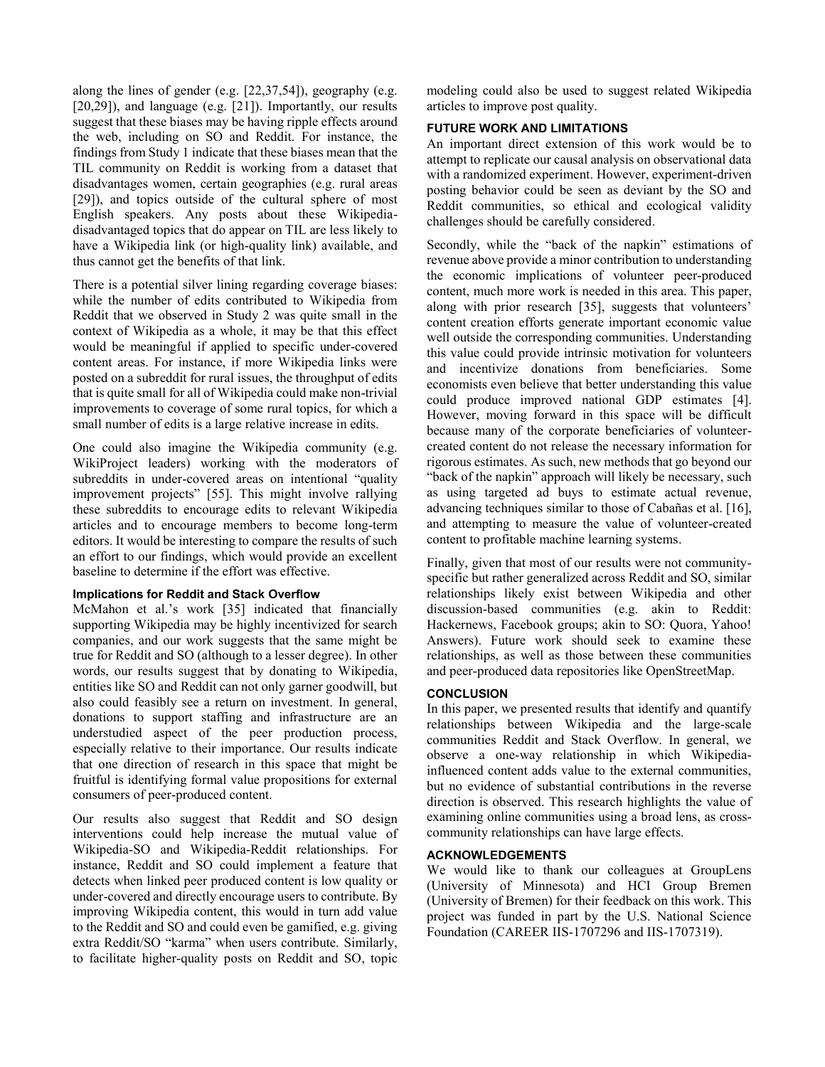along the lines of gender (e.g. [22,37,54]), geography (e.g. [20,29]), and language (e.g. [21]). Importantly, our results suggest that these biases may be having ripple effects around the web, including on SO and Reddit. For instance, the findings from Study 1 indicate that these biases mean that the TIL community on Reddit is working from a dataset that disadvantages women, certain geographies (e.g. rural areas [29]), and topics outside of the cultural sphere of most English speakers. Any posts about these Wikipedia-disadvantaged topics that do appear on TIL are less likely to have a Wikipedia link (or high-quality link) available, and thus cannot get the benefits of that link.

There is a potential silver lining regarding coverage biases: while the number of edits contributed to Wikipedia from Reddit that we observed in Study 2 was quite small in the context of Wikipedia as a whole, it may be that this effect would be meaningful if applied to specific under-covered content areas. For instance, if more Wikipedia links were posted on a subreddit for rural issues, the throughput of edits that is quite small for all of Wikipedia could make non-trivial improvements to coverage of some rural topics, for which a small number of edits is a large relative increase in edits.

One could also imagine the Wikipedia community (e.g. WikiProject leaders) working with the moderators of subreddits in under-covered areas on intentional "quality improvement projects" [55]. This might involve rallying these subreddits to encourage edits to relevant Wikipedia articles and to encourage members to become long-term editors. It would be interesting to compare the results of such an effort to our findings, which would provide an excellent baseline to determine if the effort was effective.

#### Implications for Reddit and Stack Overflow

McMahon et al.'s work [35] indicated that financially supporting Wikipedia may be highly incentivized for search companies, and our work suggests that the same might be true for Reddit and SO (although to a lesser degree). In other words, our results suggest that by donating to Wikipedia, entities like SO and Reddit can not only garner goodwill, but also could feasibly see a return on investment. In general, donations to support staffing and infrastructure are an understudied aspect of the peer production process, especially relative to their importance. Our results indicate that one direction of research in this space that might be fruitful is identifying formal value propositions for external consumers of peer-produced content.

Our results also suggest that Reddit and SO design interventions could help increase the mutual value of Wikipedia-SO and Wikipedia-Reddit relationships. For instance, Reddit and SO could implement a feature that detects when linked peer produced content is low quality or under-covered and directly encourage users to contribute. By improving Wikipedia content, this would in turn add value to the Reddit and SO and could even be gamified, e.g. giving extra Reddit/SO "karma" when users contribute. Similarly, to facilitate higher-quality posts on Reddit and SO, topic modeling could also be used to suggest related Wikipedia articles to improve post quality.

### FUTURE WORK AND LIMITATIONS

An important direct extension of this work would be to attempt to replicate our causal analysis on observational data with a randomized experiment. However, experiment-driven posting behavior could be seen as deviant by the SO and Reddit communities, so ethical and ecological validity challenges should be carefully considered.

Secondly, while the "back of the napkin" estimations of revenue above provide a minor contribution to understanding the economic implications of volunteer peer-produced content, much more work is needed in this area. This paper, along with prior research [35], suggests that volunteers' content creation efforts generate important economic value well outside the corresponding communities. Understanding this value could provide intrinsic motivation for volunteers and incentivize donations from beneficiaries. Some economists even believe that better understanding this value could produce improved national GDP estimates [4]. However, moving forward in this space will be difficult because many of the corporate beneficiaries of volunteer-created content do not release the necessary information for rigorous estimates. As such, new methods that go beyond our "back of the napkin" approach will likely be necessary, such as using targeted ad buys to estimate actual revenue, advancing techniques similar to those of Cabañas et al. [16], and attempting to measure the value of volunteer-created content to profitable machine learning systems.

Finally, given that most of our results were not community-specific but rather generalized across Reddit and SO, similar relationships likely exist between Wikipedia and other discussion-based communities (e.g. akin to Reddit: Hackernews, Facebook groups; akin to SO: Quora, Yahoo! Answers). Future work should seek to examine these relationships, as well as those between these communities and peer-produced data repositories like OpenStreetMap.

### CONCLUSION

In this paper, we presented results that identify and quantify relationships between Wikipedia and the large-scale communities Reddit and Stack Overflow. In general, we observe a one-way relationship in which Wikipedia-influenced content adds value to the external communities, but no evidence of substantial contributions in the reverse direction is observed. This research highlights the value of examining online communities using a broad lens, as cross-community relationships can have large effects.

### ACKNOWLEDGEMENTS

We would like to thank our colleagues at GroupLens (University of Minnesota) and HCI Group Bremen (University of Bremen) for their feedback on this work. This project was funded in part by the U.S. National Science Foundation (CAREER IIS-1707296 and IIS-1707319).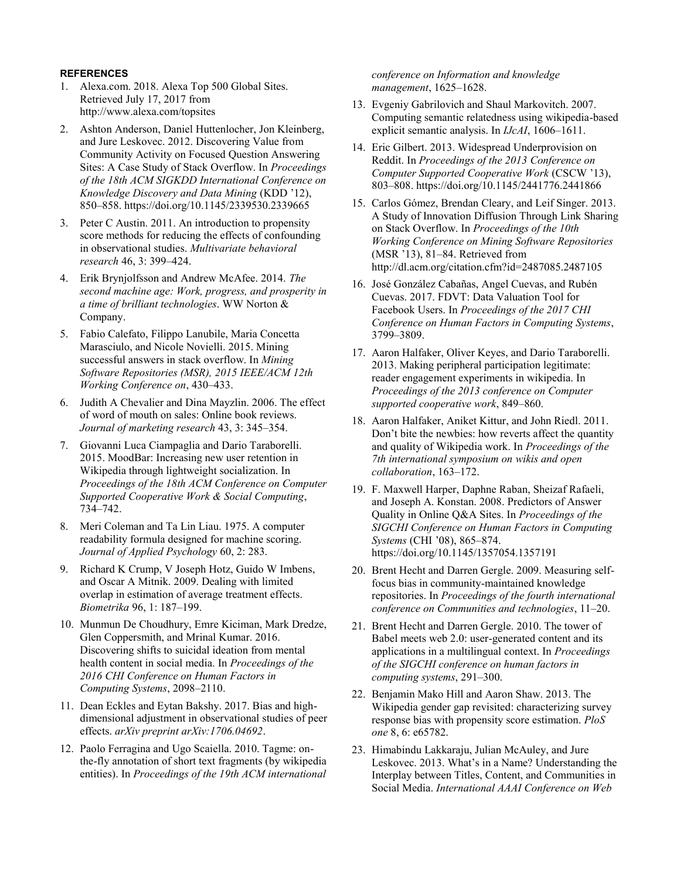#### REFERENCES

1. Alexa.com. 2018. Alexa Top 500 Global Sites. Retrieved July 17, 2017 from http://www.alexa.com/topsites
2. Ashton Anderson, Daniel Huttenlocher, Jon Kleinberg, and Jure Leskovec. 2012. Discovering Value from Community Activity on Focused Question Answering Sites: A Case Study of Stack Overflow. In *Proceedings of the 18th ACM SIGKDD International Conference on Knowledge Discovery and Data Mining* (KDD '12), 850–858. https://doi.org/10.1145/2339530.2339665
3. Peter C Austin. 2011. An introduction to propensity score methods for reducing the effects of confounding in observational studies. *Multivariate behavioral research* 46, 3: 399–424.
4. Erik Brynjolfsson and Andrew McAfee. 2014. *The second machine age: Work, progress, and prosperity in a time of brilliant technologies*. WW Norton & Company.
5. Fabio Calefato, Filippo Lanubile, Maria Concetta Marasciulo, and Nicole Novielli. 2015. Mining successful answers in stack overflow. In *Mining Software Repositories (MSR), 2015 IEEE/ACM 12th Working Conference on*, 430–433.
6. Judith A Chevalier and Dina Mayzlin. 2006. The effect of word of mouth on sales: Online book reviews. *Journal of marketing research* 43, 3: 345–354.
7. Giovanni Luca Ciampaglia and Dario Taraborelli. 2015. MoodBar: Increasing new user retention in Wikipedia through lightweight socialization. In *Proceedings of the 18th ACM Conference on Computer Supported Cooperative Work & Social Computing*, 734–742.
8. Meri Coleman and Ta Lin Liau. 1975. A computer readability formula designed for machine scoring. *Journal of Applied Psychology* 60, 2: 283.
9. Richard K Crump, V Joseph Hotz, Guido W Imbens, and Oscar A Mitnik. 2009. Dealing with limited overlap in estimation of average treatment effects. *Biometrika* 96, 1: 187–199.
10. Munmun De Choudhury, Emre Kiciman, Mark Dredze, Glen Coppersmith, and Mrinal Kumar. 2016. Discovering shifts to suicidal ideation from mental health content in social media. In *Proceedings of the 2016 CHI Conference on Human Factors in Computing Systems*, 2098–2110.
11. Dean Eckles and Eytan Bakshy. 2017. Bias and high-dimensional adjustment in observational studies of peer effects. *arXiv preprint arXiv:1706.04692*.
12. Paolo Ferragina and Ugo Scaiella. 2010. Tagme: on-the-fly annotation of short text fragments (by wikipedia entities). In *Proceedings of the 19th ACM international conference on Information and knowledge management*, 1625–1628.
13. Evgeniy Gabrilovich and Shaul Markovitch. 2007. Computing semantic relatedness using wikipedia-based explicit semantic analysis. In *IJcAI*, 1606–1611.
14. Eric Gilbert. 2013. Widespread Underprovision on Reddit. In *Proceedings of the 2013 Conference on Computer Supported Cooperative Work* (CSCW '13), 803–808. https://doi.org/10.1145/2441776.2441866
15. Carlos Gómez, Brendan Cleary, and Leif Singer. 2013. A Study of Innovation Diffusion Through Link Sharing on Stack Overflow. In *Proceedings of the 10th Working Conference on Mining Software Repositories* (MSR '13), 81–84. Retrieved from http://dl.acm.org/citation.cfm?id=2487085.2487105
16. José González Cabañas, Angel Cuevas, and Rubén Cuevas. 2017. FDVT: Data Valuation Tool for Facebook Users. In *Proceedings of the 2017 CHI Conference on Human Factors in Computing Systems*, 3799–3809.
17. Aaron Halfaker, Oliver Keyes, and Dario Taraborelli. 2013. Making peripheral participation legitimate: reader engagement experiments in wikipedia. In *Proceedings of the 2013 conference on Computer supported cooperative work*, 849–860.
18. Aaron Halfaker, Aniket Kittur, and John Riedl. 2011. Don't bite the newbies: how reverts affect the quantity and quality of Wikipedia work. In *Proceedings of the 7th international symposium on wikis and open collaboration*, 163–172.
19. F. Maxwell Harper, Daphne Raban, Sheizaf Rafaeli, and Joseph A. Konstan. 2008. Predictors of Answer Quality in Online Q&A Sites. In *Proceedings of the SIGCHI Conference on Human Factors in Computing Systems* (CHI '08), 865–874. https://doi.org/10.1145/1357054.1357191
20. Brent Hecht and Darren Gergle. 2009. Measuring self-focus bias in community-maintained knowledge repositories. In *Proceedings of the fourth international conference on Communities and technologies*, 11–20.
21. Brent Hecht and Darren Gergle. 2010. The tower of Babel meets web 2.0: user-generated content and its applications in a multilingual context. In *Proceedings of the SIGCHI conference on human factors in computing systems*, 291–300.
22. Benjamin Mako Hill and Aaron Shaw. 2013. The Wikipedia gender gap revisited: characterizing survey response bias with propensity score estimation. *PloS one* 8, 6: e65782.
23. Himabindu Lakkaraju, Julian McAuley, and Jure Leskovec. 2013. What's in a Name? Understanding the Interplay between Titles, Content, and Communities in Social Media. *International AAAI Conference on Web*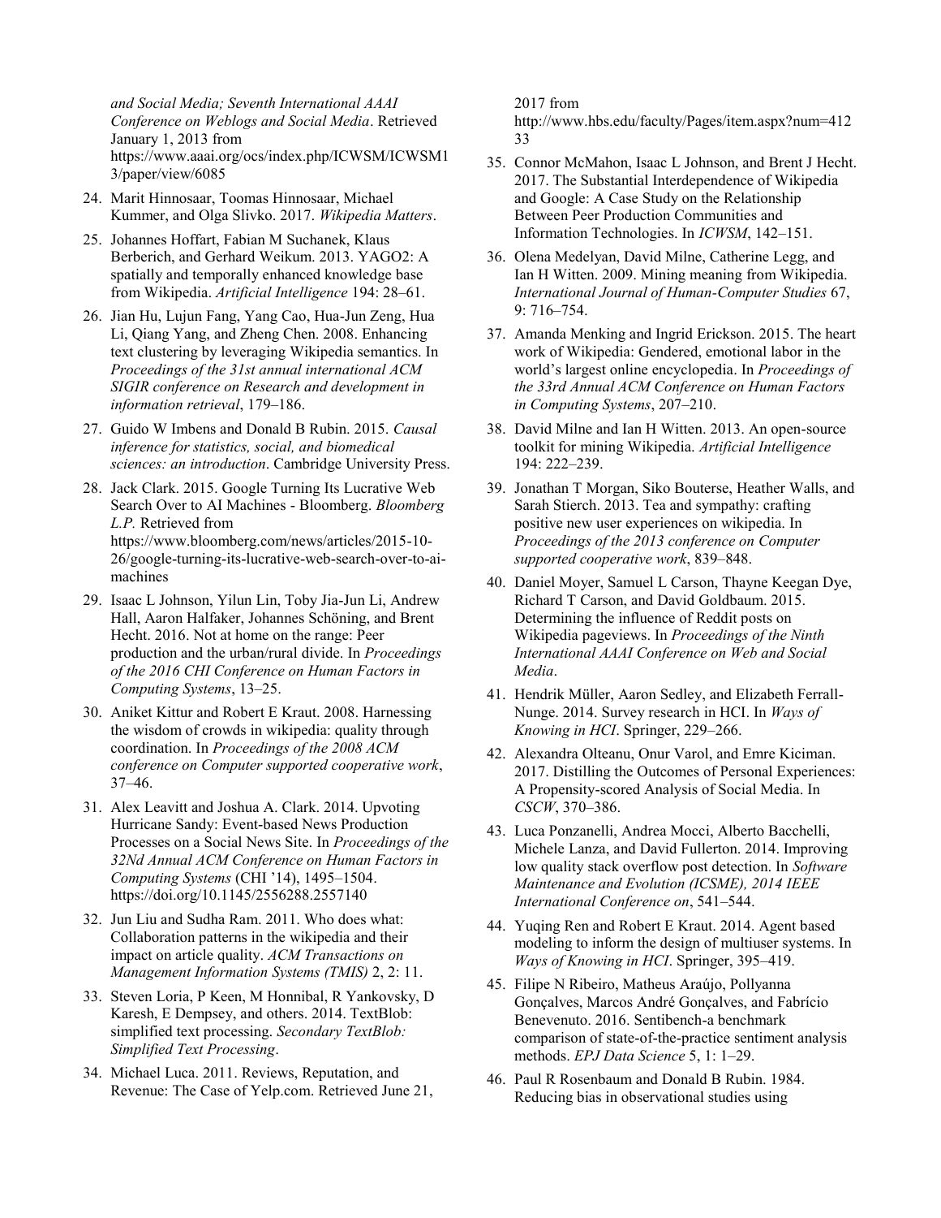*and Social Media; Seventh International AAAI Conference on Weblogs and Social Media*. Retrieved January 1, 2013 from https://www.aaai.org/ocs/index.php/ICWSM/ICWSM13/paper/view/6085

24. Marit Hinnosaar, Toomas Hinnosaar, Michael Kummer, and Olga Slivko. 2017. *Wikipedia Matters*.
25. Johannes Hoffart, Fabian M Suchanek, Klaus Berberich, and Gerhard Weikum. 2013. YAGO2: A spatially and temporally enhanced knowledge base from Wikipedia. *Artificial Intelligence* 194: 28–61.
26. Jian Hu, Lujun Fang, Yang Cao, Hua-Jun Zeng, Hua Li, Qiang Yang, and Zheng Chen. 2008. Enhancing text clustering by leveraging Wikipedia semantics. In *Proceedings of the 31st annual international ACM SIGIR conference on Research and development in information retrieval*, 179–186.
27. Guido W Imbens and Donald B Rubin. 2015. *Causal inference for statistics, social, and biomedical sciences: an introduction*. Cambridge University Press.
28. Jack Clark. 2015. Google Turning Its Lucrative Web Search Over to AI Machines - Bloomberg. *Bloomberg L.P.* Retrieved from https://www.bloomberg.com/news/articles/2015-10-26/google-turning-its-lucrative-web-search-over-to-ai-machines
29. Isaac L Johnson, Yilun Lin, Toby Jia-Jun Li, Andrew Hall, Aaron Halfaker, Johannes Schöning, and Brent Hecht. 2016. Not at home on the range: Peer production and the urban/rural divide. In *Proceedings of the 2016 CHI Conference on Human Factors in Computing Systems*, 13–25.
30. Aniket Kittur and Robert E Kraut. 2008. Harnessing the wisdom of crowds in wikipedia: quality through coordination. In *Proceedings of the 2008 ACM conference on Computer supported cooperative work*, 37–46.
31. Alex Leavitt and Joshua A. Clark. 2014. Upvoting Hurricane Sandy: Event-based News Production Processes on a Social News Site. In *Proceedings of the 32Nd Annual ACM Conference on Human Factors in Computing Systems* (CHI '14), 1495–1504. https://doi.org/10.1145/2556288.2557140
32. Jun Liu and Sudha Ram. 2011. Who does what: Collaboration patterns in the wikipedia and their impact on article quality. *ACM Transactions on Management Information Systems (TMIS)* 2, 2: 11.
33. Steven Loria, P Keen, M Honnibal, R Yankovsky, D Karesh, E Dempsey, and others. 2014. TextBlob: simplified text processing. *Secondary TextBlob: Simplified Text Processing*.
34. Michael Luca. 2011. Reviews, Reputation, and Revenue: The Case of Yelp.com. Retrieved June 21, 2017 from http://www.hbs.edu/faculty/Pages/item.aspx?num=41233
35. Connor McMahon, Isaac L Johnson, and Brent J Hecht. 2017. The Substantial Interdependence of Wikipedia and Google: A Case Study on the Relationship Between Peer Production Communities and Information Technologies. In *ICWSM*, 142–151.
36. Olena Medelyan, David Milne, Catherine Legg, and Ian H Witten. 2009. Mining meaning from Wikipedia. *International Journal of Human-Computer Studies* 67, 9: 716–754.
37. Amanda Menking and Ingrid Erickson. 2015. The heart work of Wikipedia: Gendered, emotional labor in the world's largest online encyclopedia. In *Proceedings of the 33rd Annual ACM Conference on Human Factors in Computing Systems*, 207–210.
38. David Milne and Ian H Witten. 2013. An open-source toolkit for mining Wikipedia. *Artificial Intelligence* 194: 222–239.
39. Jonathan T Morgan, Siko Bouterse, Heather Walls, and Sarah Stierch. 2013. Tea and sympathy: crafting positive new user experiences on wikipedia. In *Proceedings of the 2013 conference on Computer supported cooperative work*, 839–848.
40. Daniel Moyer, Samuel L Carson, Thayne Keegan Dye, Richard T Carson, and David Goldbaum. 2015. Determining the influence of Reddit posts on Wikipedia pageviews. In *Proceedings of the Ninth International AAAI Conference on Web and Social Media*.
41. Hendrik Müller, Aaron Sedley, and Elizabeth Ferrall-Nunge. 2014. Survey research in HCI. In *Ways of Knowing in HCI*. Springer, 229–266.
42. Alexandra Olteanu, Onur Varol, and Emre Kiciman. 2017. Distilling the Outcomes of Personal Experiences: A Propensity-scored Analysis of Social Media. In *CSCW*, 370–386.
43. Luca Ponzanelli, Andrea Mocci, Alberto Bacchelli, Michele Lanza, and David Fullerton. 2014. Improving low quality stack overflow post detection. In *Software Maintenance and Evolution (ICSME), 2014 IEEE International Conference on*, 541–544.
44. Yuqing Ren and Robert E Kraut. 2014. Agent based modeling to inform the design of multiuser systems. In *Ways of Knowing in HCI*. Springer, 395–419.
45. Filipe N Ribeiro, Matheus Araújo, Pollyanna Gonçalves, Marcos André Gonçalves, and Fabrício Benevenuto. 2016. Sentibench-a benchmark comparison of state-of-the-practice sentiment analysis methods. *EPJ Data Science* 5, 1: 1–29.
46. Paul R Rosenbaum and Donald B Rubin. 1984. Reducing bias in observational studies using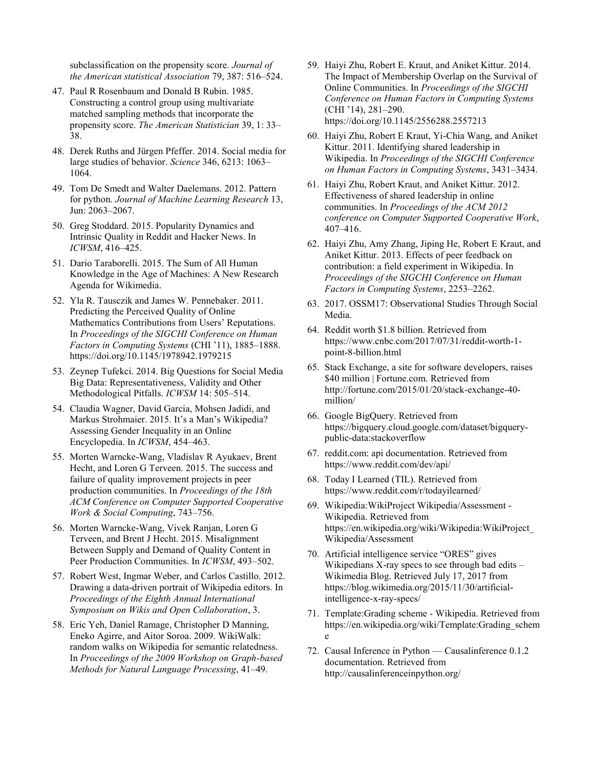subclassification on the propensity score. *Journal of the American statistical Association* 79, 387: 516–524.

47. Paul R Rosenbaum and Donald B Rubin. 1985. Constructing a control group using multivariate matched sampling methods that incorporate the propensity score. *The American Statistician* 39, 1: 33–38.
48. Derek Ruths and Jürgen Pfeffer. 2014. Social media for large studies of behavior. *Science* 346, 6213: 1063–1064.
49. Tom De Smedt and Walter Daelemans. 2012. Pattern for python. *Journal of Machine Learning Research* 13, Jun: 2063–2067.
50. Greg Stoddard. 2015. Popularity Dynamics and Intrinsic Quality in Reddit and Hacker News. In *ICWSM*, 416–425.
51. Dario Taraborelli. 2015. The Sum of All Human Knowledge in the Age of Machines: A New Research Agenda for Wikimedia.
52. Yla R. Tausczik and James W. Pennebaker. 2011. Predicting the Perceived Quality of Online Mathematics Contributions from Users' Reputations. In *Proceedings of the SIGCHI Conference on Human Factors in Computing Systems* (CHI '11), 1885–1888. https://doi.org/10.1145/1978942.1979215
53. Zeynep Tufekci. 2014. Big Questions for Social Media Big Data: Representativeness, Validity and Other Methodological Pitfalls. *ICWSM* 14: 505–514.
54. Claudia Wagner, David Garcia, Mohsen Jadidi, and Markus Strohmaier. 2015. It's a Man's Wikipedia? Assessing Gender Inequality in an Online Encyclopedia. In *ICWSM*, 454–463.
55. Morten Warncke-Wang, Vladislav R Ayukaev, Brent Hecht, and Loren G Terveen. 2015. The success and failure of quality improvement projects in peer production communities. In *Proceedings of the 18th ACM Conference on Computer Supported Cooperative Work & Social Computing*, 743–756.
56. Morten Warncke-Wang, Vivek Ranjan, Loren G Terveen, and Brent J Hecht. 2015. Misalignment Between Supply and Demand of Quality Content in Peer Production Communities. In *ICWSM*, 493–502.
57. Robert West, Ingmar Weber, and Carlos Castillo. 2012. Drawing a data-driven portrait of Wikipedia editors. In *Proceedings of the Eighth Annual International Symposium on Wikis and Open Collaboration*, 3.
58. Eric Yeh, Daniel Ramage, Christopher D Manning, Eneko Agirre, and Aitor Soroa. 2009. WikiWalk: random walks on Wikipedia for semantic relatedness. In *Proceedings of the 2009 Workshop on Graph-based Methods for Natural Language Processing*, 41–49.
59. Haiyi Zhu, Robert E. Kraut, and Aniket Kittur. 2014. The Impact of Membership Overlap on the Survival of Online Communities. In *Proceedings of the SIGCHI Conference on Human Factors in Computing Systems* (CHI '14), 281–290. https://doi.org/10.1145/2556288.2557213
60. Haiyi Zhu, Robert E Kraut, Yi-Chia Wang, and Aniket Kittur. 2011. Identifying shared leadership in Wikipedia. In *Proceedings of the SIGCHI Conference on Human Factors in Computing Systems*, 3431–3434.
61. Haiyi Zhu, Robert Kraut, and Aniket Kittur. 2012. Effectiveness of shared leadership in online communities. In *Proceedings of the ACM 2012 conference on Computer Supported Cooperative Work*, 407–416.
62. Haiyi Zhu, Amy Zhang, Jiping He, Robert E Kraut, and Aniket Kittur. 2013. Effects of peer feedback on contribution: a field experiment in Wikipedia. In *Proceedings of the SIGCHI Conference on Human Factors in Computing Systems*, 2253–2262.
63. 2017. OSSM17: Observational Studies Through Social Media.
64. Reddit worth $1.8 billion. Retrieved from https://www.cnbc.com/2017/07/31/reddit-worth-1-point-8-billion.html
65. Stack Exchange, a site for software developers, raises $40 million | Fortune.com. Retrieved from http://fortune.com/2015/01/20/stack-exchange-40-million/
66. Google BigQuery. Retrieved from https://bigquery.cloud.google.com/dataset/bigquery-public-data:stackoverflow
67. reddit.com: api documentation. Retrieved from https://www.reddit.com/dev/api/
68. Today I Learned (TIL). Retrieved from https://www.reddit.com/r/todayilearned/
69. Wikipedia:WikiProject Wikipedia/Assessment - Wikipedia. Retrieved from https://en.wikipedia.org/wiki/Wikipedia:WikiProject_Wikipedia/Assessment
70. Artificial intelligence service "ORES" gives Wikipedians X-ray specs to see through bad edits – Wikimedia Blog. Retrieved July 17, 2017 from https://blog.wikimedia.org/2015/11/30/artificial-intelligence-x-ray-specs/
71. Template:Grading scheme - Wikipedia. Retrieved from https://en.wikipedia.org/wiki/Template:Grading_scheme
72. Causal Inference in Python — Causalinference 0.1.2 documentation. Retrieved from http://causalinferenceinpython.org/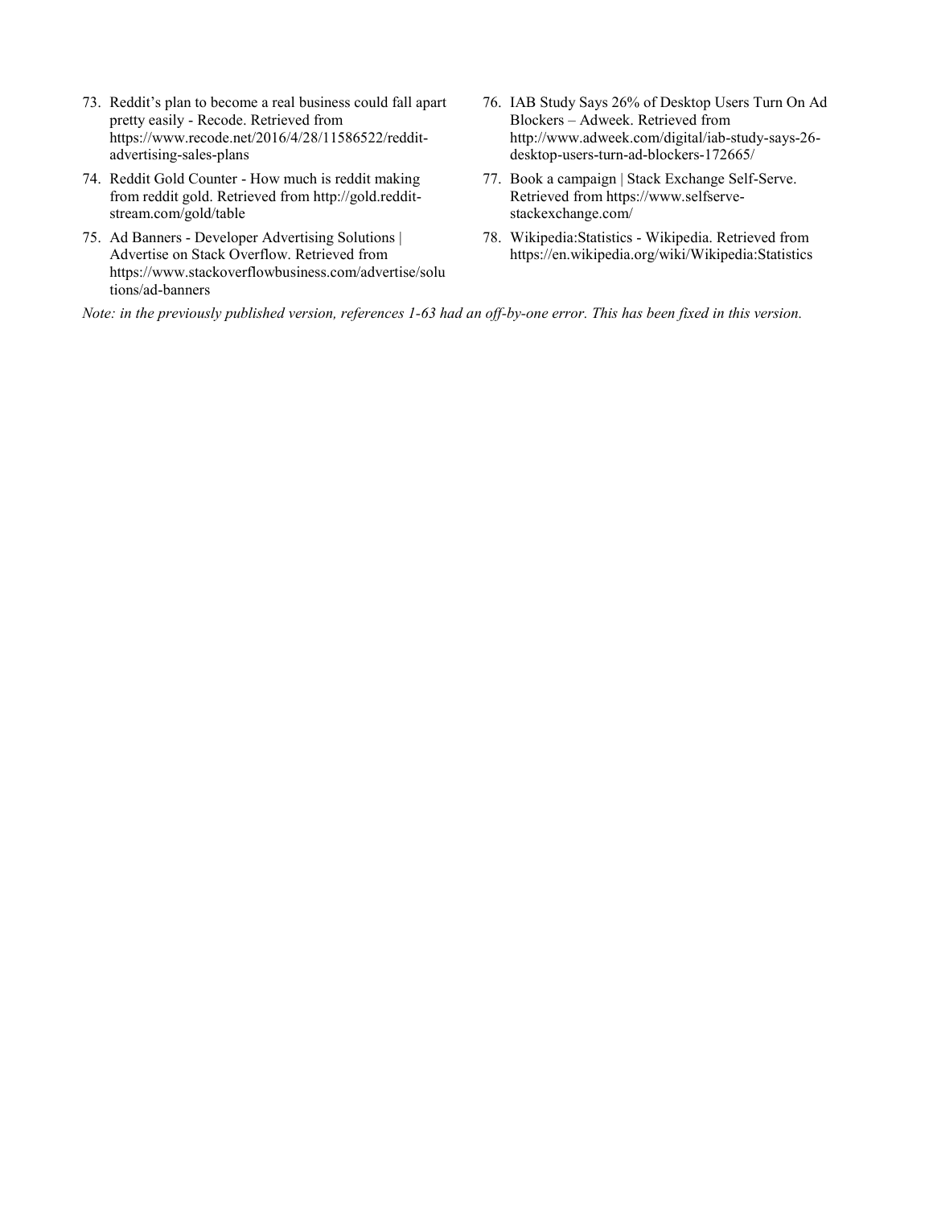73. Reddit's plan to become a real business could fall apart pretty easily - Recode. Retrieved from https://www.recode.net/2016/4/28/11586522/reddit-advertising-sales-plans
74. Reddit Gold Counter - How much is reddit making from reddit gold. Retrieved from http://gold.reddit-stream.com/gold/table
75. Ad Banners - Developer Advertising Solutions | Advertise on Stack Overflow. Retrieved from https://www.stackoverflowbusiness.com/advertise/solutions/ad-banners
76. IAB Study Says 26% of Desktop Users Turn On Ad Blockers – Adweek. Retrieved from http://www.adweek.com/digital/iab-study-says-26-desktop-users-turn-ad-blockers-172665/
77. Book a campaign | Stack Exchange Self-Serve. Retrieved from https://www.selfserve-stackexchange.com/
78. Wikipedia:Statistics - Wikipedia. Retrieved from https://en.wikipedia.org/wiki/Wikipedia:Statistics

*Note: in the previously published version, references 1-63 had an off-by-one error. This has been fixed in this version.*